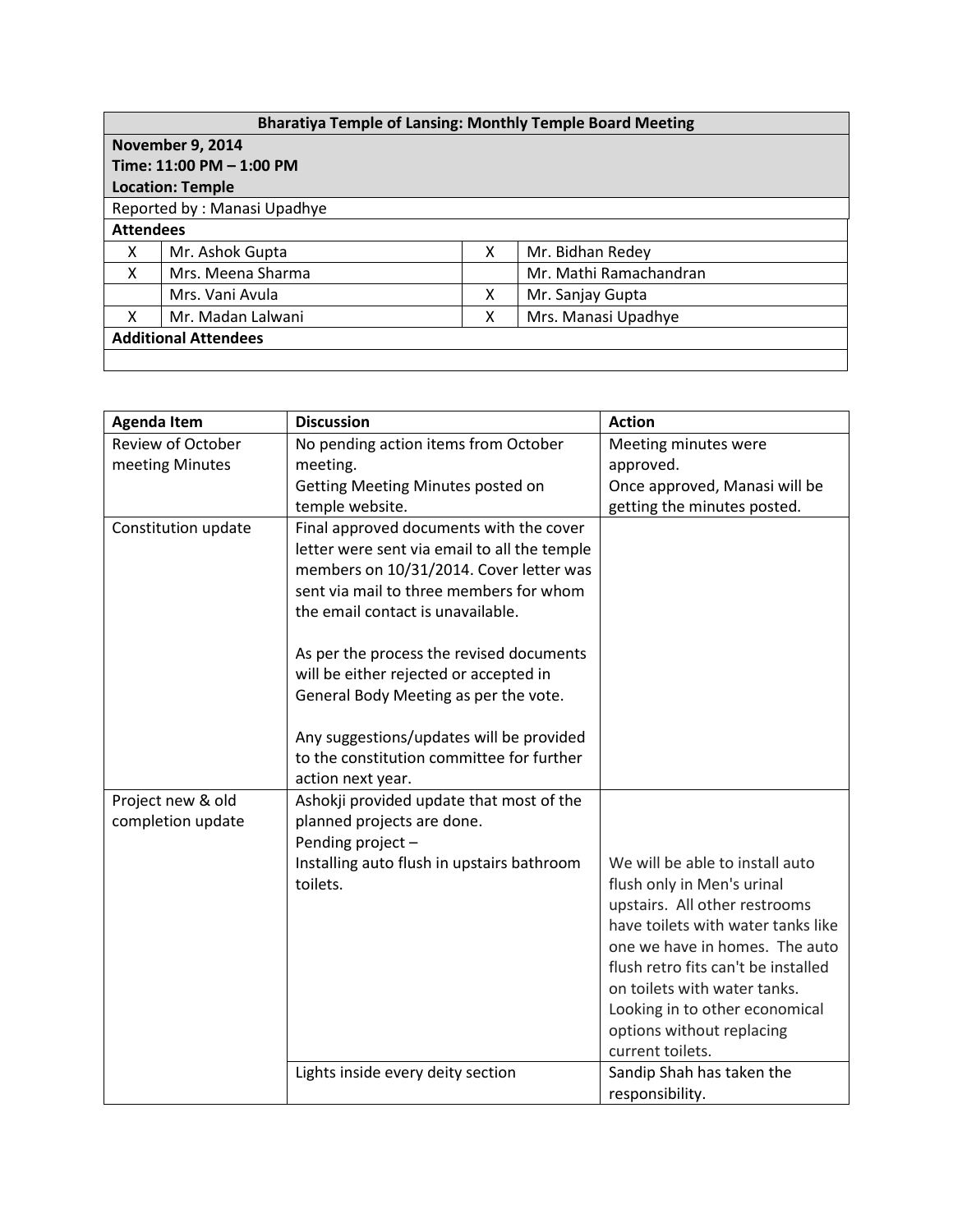| Bharatiya Temple of Lansing: Monthly Temple Board Meeting | | | |
|---|---|---|---|
| **November 9, 2014**<br>**Time: 11:00 PM – 1:00 PM**<br>**Location: Temple** | | | |
| Reported by : Manasi Upadhye | | | |
| **Attendees** | | | |
| X | Mr. Ashok Gupta | X | Mr. Bidhan Redey |
| X | Mrs. Meena Sharma | | Mr. Mathi Ramachandran |
| | Mrs. Vani Avula | X | Mr. Sanjay Gupta |
| X | Mr. Madan Lalwani | X | Mrs. Manasi Upadhye |
| **Additional Attendees** | | | |
| | | | |

| Agenda Item | Discussion | Action |
|---|---|---|
| Review of October meeting Minutes | No pending action items from October meeting.<br>Getting Meeting Minutes posted on temple website. | Meeting minutes were approved.<br>Once approved, Manasi will be getting the minutes posted. |
| Constitution update | Final approved documents with the cover letter were sent via email to all the temple members on 10/31/2014. Cover letter was sent via mail to three members for whom the email contact is unavailable.<br><br>As per the process the revised documents will be either rejected or accepted in General Body Meeting as per the vote.<br><br>Any suggestions/updates will be provided to the constitution committee for further action next year. | |
| Project new & old completion update | Ashokji provided update that most of the planned projects are done.<br>Pending project –<br>Installing auto flush in upstairs bathroom toilets. | We will be able to install auto flush only in Men's urinal upstairs. All other restrooms have toilets with water tanks like one we have in homes. The auto flush retro fits can't be installed on toilets with water tanks. Looking in to other economical options without replacing current toilets. |
| | Lights inside every deity section | Sandip Shah has taken the responsibility. |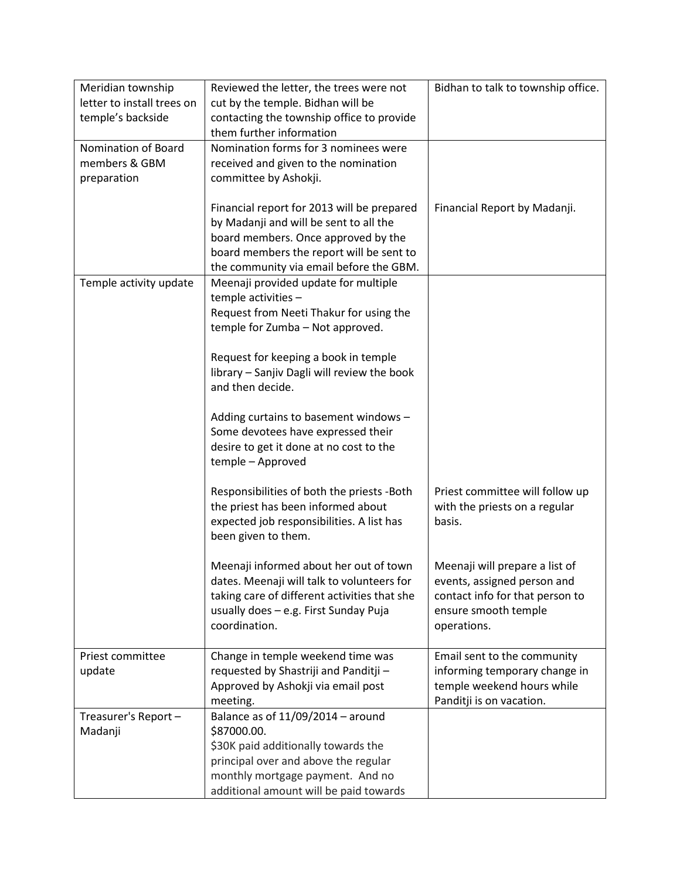| | | |
|---|---|---|
| Meridian township letter to install trees on temple's backside | Reviewed the letter, the trees were not cut by the temple. Bidhan will be contacting the township office to provide them further information | Bidhan to talk to township office. |
| Nomination of Board members & GBM preparation | Nomination forms for 3 nominees were received and given to the nomination committee by Ashokji.<br><br>Financial report for 2013 will be prepared by Madanji and will be sent to all the board members. Once approved by the board members the report will be sent to the community via email before the GBM. | <br><br><br>Financial Report by Madanji. |
| Temple activity update | Meenaji provided update for multiple temple activities –<br>Request from Neeti Thakur for using the temple for Zumba – Not approved.<br><br>Request for keeping a book in temple library – Sanjiv Dagli will review the book and then decide.<br><br>Adding curtains to basement windows – Some devotees have expressed their desire to get it done at no cost to the temple – Approved<br><br>Responsibilities of both the priests -Both the priest has been informed about expected job responsibilities. A list has been given to them.<br><br>Meenaji informed about her out of town dates. Meenaji will talk to volunteers for taking care of different activities that she usually does – e.g. First Sunday Puja coordination. | <br><br><br><br><br><br><br><br><br><br><br><br>Priest committee will follow up with the priests on a regular basis.<br><br>Meenaji will prepare a list of events, assigned person and contact info for that person to ensure smooth temple operations. |
| Priest committee update | Change in temple weekend time was requested by Shastriji and Panditji – Approved by Ashokji via email post meeting. | Email sent to the community informing temporary change in temple weekend hours while Panditji is on vacation. |
| Treasurer's Report – Madanji | Balance as of 11/09/2014 – around $87000.00.<br>$30K paid additionally towards the principal over and above the regular monthly mortgage payment. And no additional amount will be paid towards | |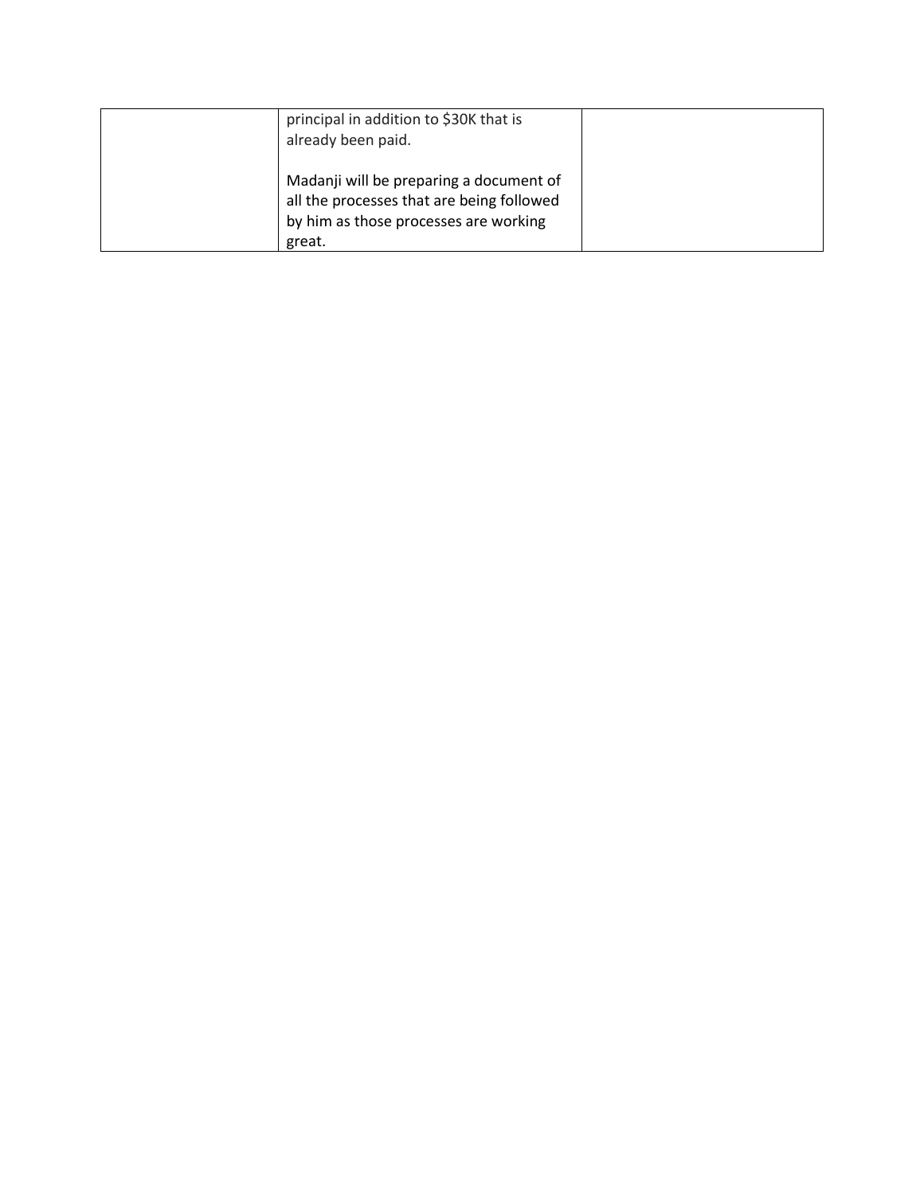| | | |
|---|---|---|
| | principal in addition to $30K that is already been paid.<br><br>Madanji will be preparing a document of all the processes that are being followed by him as those processes are working great. | |